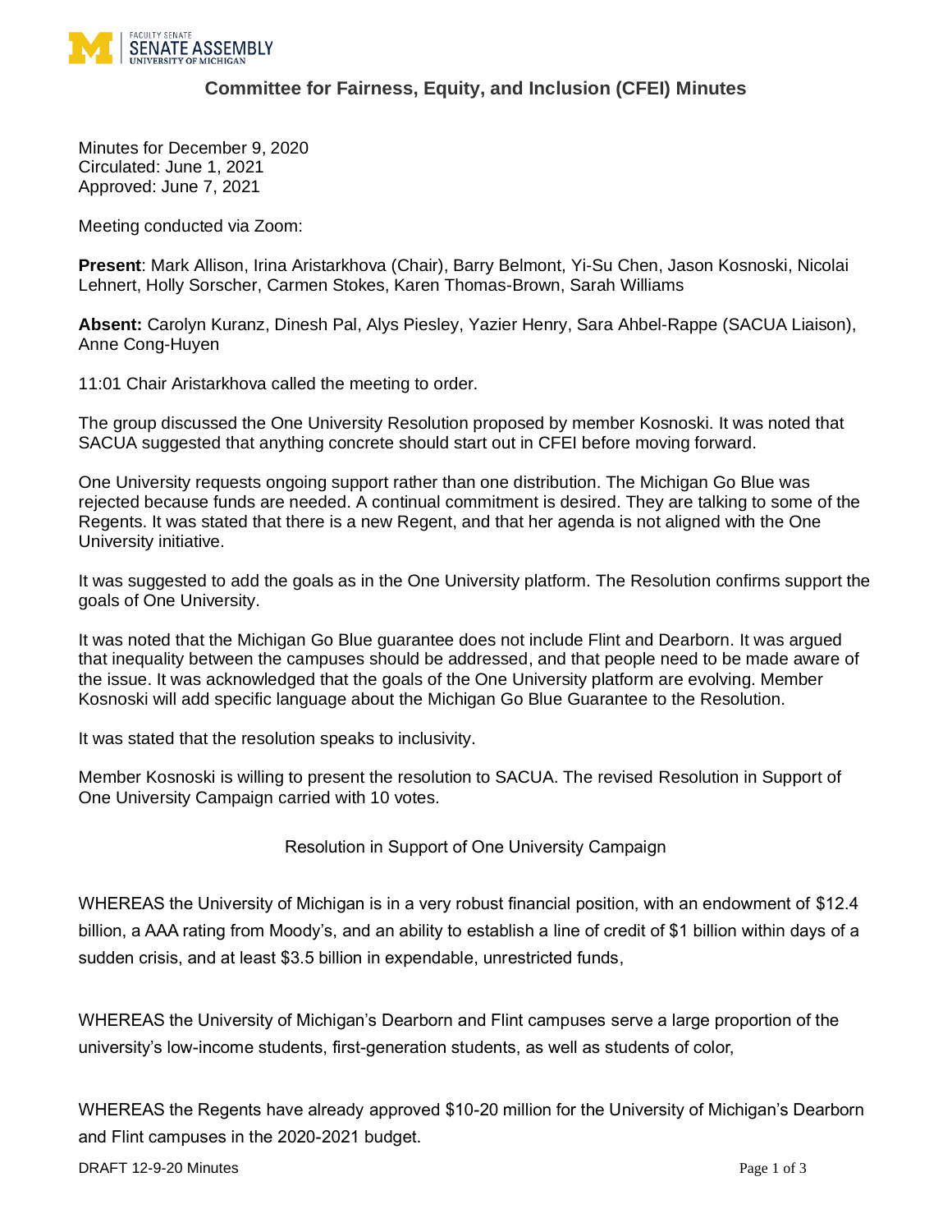# Committee for Fairness, Equity, and Inclusion (CFEI) Minutes

Minutes for December 9, 2020
Circulated: June 1, 2021
Approved: June 7, 2021

Meeting conducted via Zoom:

**Present**: Mark Allison, Irina Aristarkhova (Chair), Barry Belmont, Yi-Su Chen, Jason Kosnoski, Nicolai Lehnert, Holly Sorscher, Carmen Stokes, Karen Thomas-Brown, Sarah Williams

**Absent:** Carolyn Kuranz, Dinesh Pal, Alys Piesley, Yazier Henry, Sara Ahbel-Rappe (SACUA Liaison), Anne Cong-Huyen

11:01 Chair Aristarkhova called the meeting to order.

The group discussed the One University Resolution proposed by member Kosnoski. It was noted that SACUA suggested that anything concrete should start out in CFEI before moving forward.

One University requests ongoing support rather than one distribution. The Michigan Go Blue was rejected because funds are needed. A continual commitment is desired. They are talking to some of the Regents. It was stated that there is a new Regent, and that her agenda is not aligned with the One University initiative.

It was suggested to add the goals as in the One University platform. The Resolution confirms support the goals of One University.

It was noted that the Michigan Go Blue guarantee does not include Flint and Dearborn. It was argued that inequality between the campuses should be addressed, and that people need to be made aware of the issue. It was acknowledged that the goals of the One University platform are evolving. Member Kosnoski will add specific language about the Michigan Go Blue Guarantee to the Resolution.

It was stated that the resolution speaks to inclusivity.

Member Kosnoski is willing to present the resolution to SACUA. The revised Resolution in Support of One University Campaign carried with 10 votes.

Resolution in Support of One University Campaign

WHEREAS the University of Michigan is in a very robust financial position, with an endowment of $12.4 billion, a AAA rating from Moody's, and an ability to establish a line of credit of $1 billion within days of a sudden crisis, and at least $3.5 billion in expendable, unrestricted funds,

WHEREAS the University of Michigan's Dearborn and Flint campuses serve a large proportion of the university's low-income students, first-generation students, as well as students of color,

WHEREAS the Regents have already approved $10-20 million for the University of Michigan's Dearborn and Flint campuses in the 2020-2021 budget.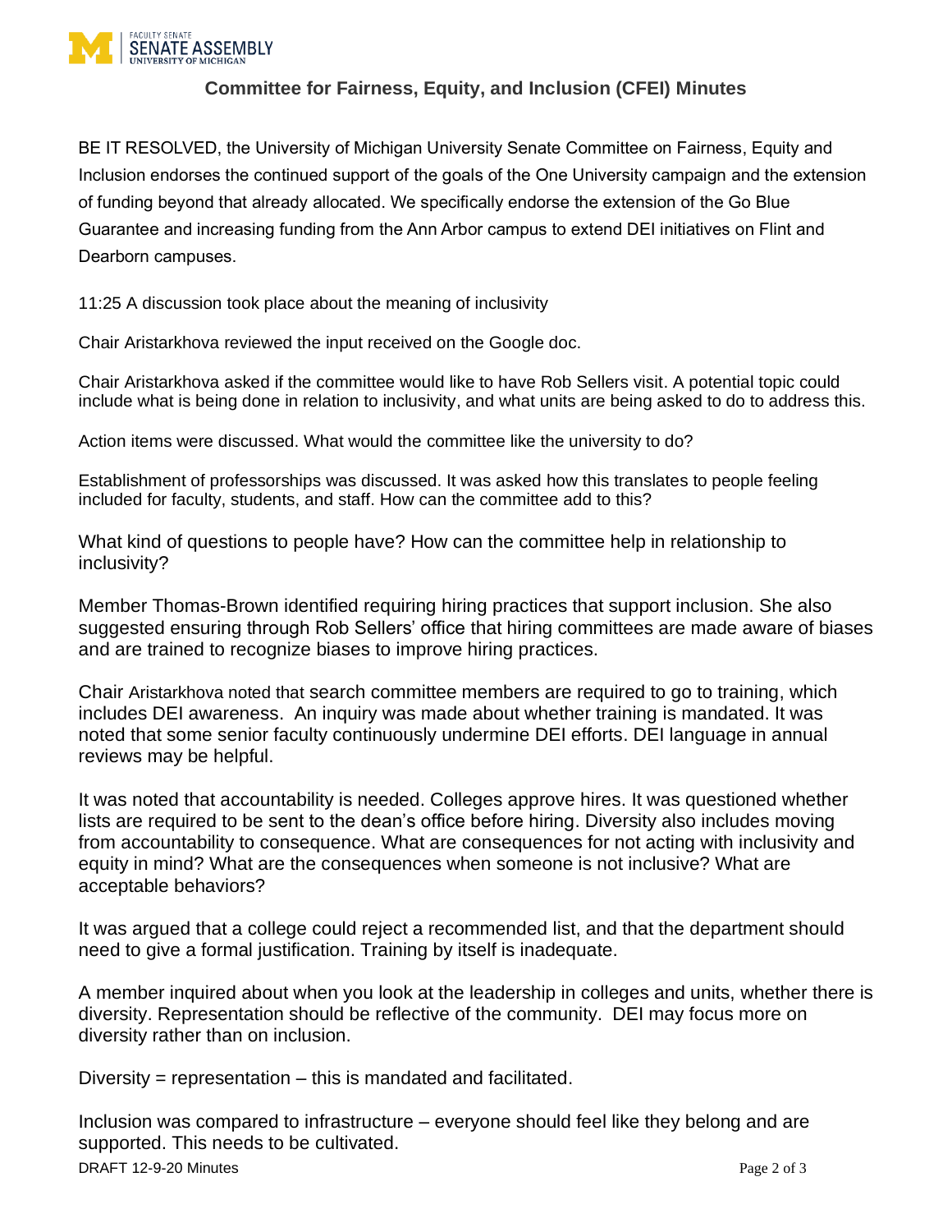## Committee for Fairness, Equity, and Inclusion (CFEI) Minutes

BE IT RESOLVED, the University of Michigan University Senate Committee on Fairness, Equity and Inclusion endorses the continued support of the goals of the One University campaign and the extension of funding beyond that already allocated. We specifically endorse the extension of the Go Blue Guarantee and increasing funding from the Ann Arbor campus to extend DEI initiatives on Flint and Dearborn campuses.

11:25 A discussion took place about the meaning of inclusivity

Chair Aristarkhova reviewed the input received on the Google doc.

Chair Aristarkhova asked if the committee would like to have Rob Sellers visit. A potential topic could include what is being done in relation to inclusivity, and what units are being asked to do to address this.

Action items were discussed. What would the committee like the university to do?

Establishment of professorships was discussed. It was asked how this translates to people feeling included for faculty, students, and staff. How can the committee add to this?

What kind of questions to people have? How can the committee help in relationship to inclusivity?

Member Thomas-Brown identified requiring hiring practices that support inclusion. She also suggested ensuring through Rob Sellers' office that hiring committees are made aware of biases and are trained to recognize biases to improve hiring practices.

Chair Aristarkhova noted that search committee members are required to go to training, which includes DEI awareness. An inquiry was made about whether training is mandated. It was noted that some senior faculty continuously undermine DEI efforts. DEI language in annual reviews may be helpful.

It was noted that accountability is needed. Colleges approve hires. It was questioned whether lists are required to be sent to the dean's office before hiring. Diversity also includes moving from accountability to consequence. What are consequences for not acting with inclusivity and equity in mind? What are the consequences when someone is not inclusive? What are acceptable behaviors?

It was argued that a college could reject a recommended list, and that the department should need to give a formal justification. Training by itself is inadequate.

A member inquired about when you look at the leadership in colleges and units, whether there is diversity. Representation should be reflective of the community. DEI may focus more on diversity rather than on inclusion.

Diversity = representation – this is mandated and facilitated.

Inclusion was compared to infrastructure – everyone should feel like they belong and are supported. This needs to be cultivated.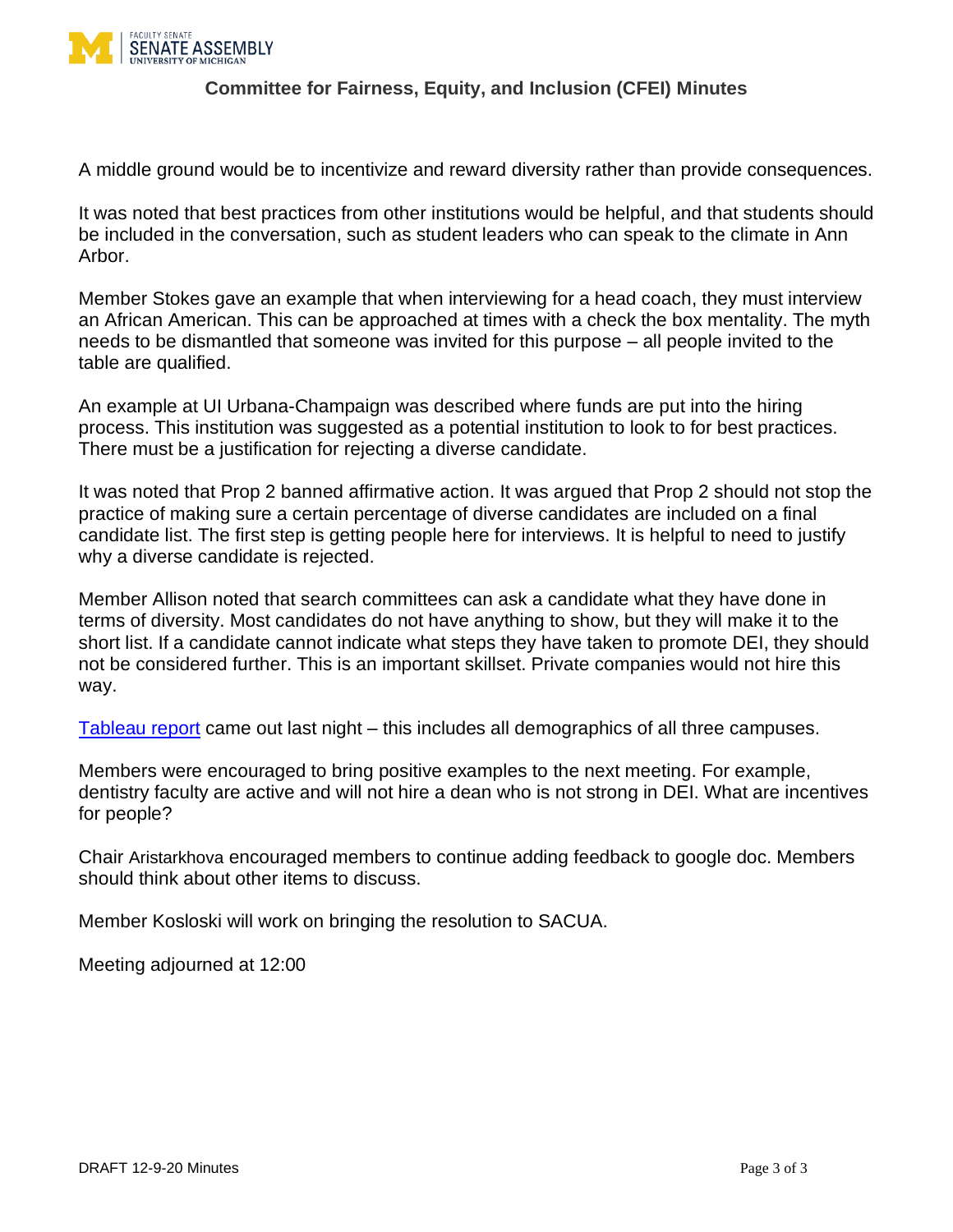## Committee for Fairness, Equity, and Inclusion (CFEI) Minutes

A middle ground would be to incentivize and reward diversity rather than provide consequences.

It was noted that best practices from other institutions would be helpful, and that students should be included in the conversation, such as student leaders who can speak to the climate in Ann Arbor.

Member Stokes gave an example that when interviewing for a head coach, they must interview an African American. This can be approached at times with a check the box mentality. The myth needs to be dismantled that someone was invited for this purpose – all people invited to the table are qualified.

An example at UI Urbana-Champaign was described where funds are put into the hiring process. This institution was suggested as a potential institution to look to for best practices. There must be a justification for rejecting a diverse candidate.

It was noted that Prop 2 banned affirmative action. It was argued that Prop 2 should not stop the practice of making sure a certain percentage of diverse candidates are included on a final candidate list. The first step is getting people here for interviews. It is helpful to need to justify why a diverse candidate is rejected.

Member Allison noted that search committees can ask a candidate what they have done in terms of diversity. Most candidates do not have anything to show, but they will make it to the short list. If a candidate cannot indicate what steps they have taken to promote DEI, they should not be considered further. This is an important skillset. Private companies would not hire this way.

[Tableau report] came out last night – this includes all demographics of all three campuses.

Members were encouraged to bring positive examples to the next meeting. For example, dentistry faculty are active and will not hire a dean who is not strong in DEI. What are incentives for people?

Chair Aristarkhova encouraged members to continue adding feedback to google doc. Members should think about other items to discuss.

Member Kosloski will work on bringing the resolution to SACUA.

Meeting adjourned at 12:00